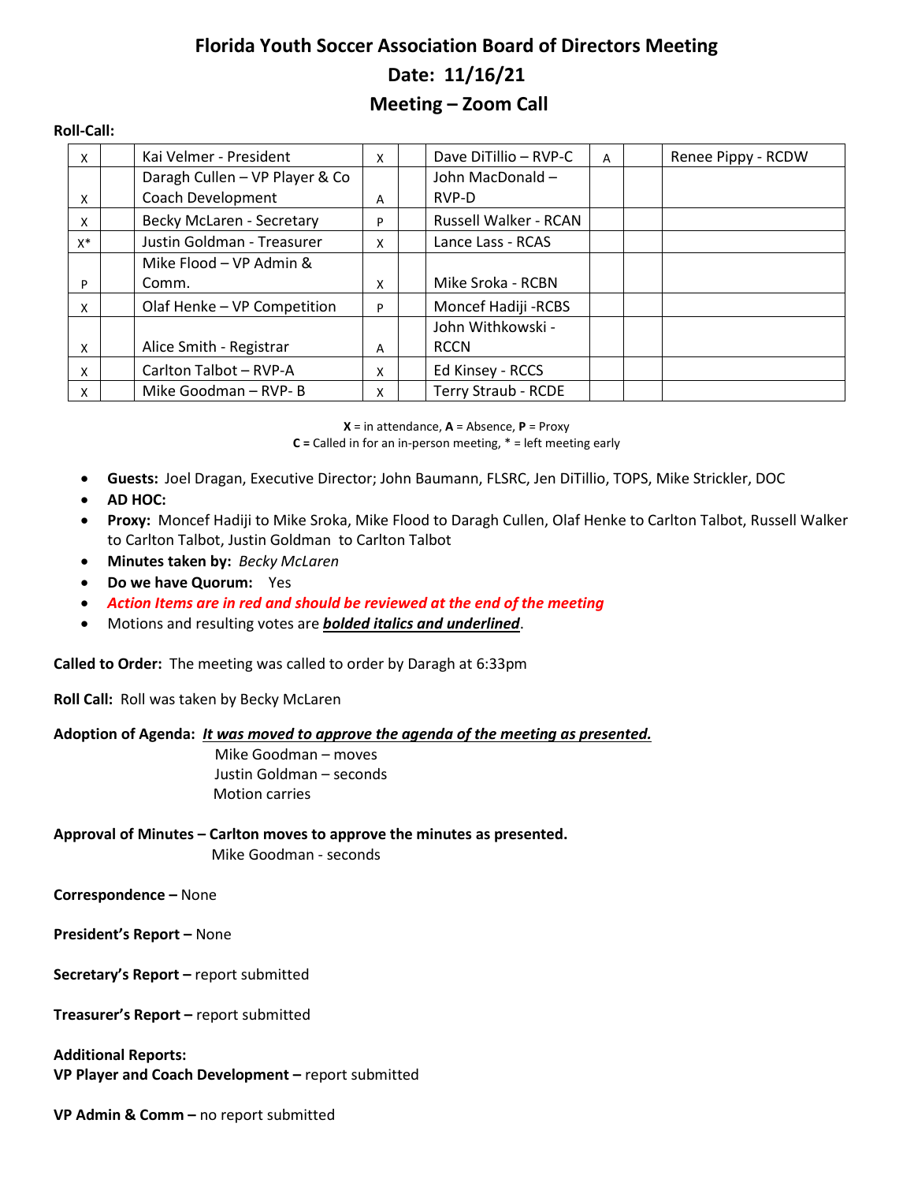# Florida Youth Soccer Association Board of Directors Meeting

## Date: 11/16/21

## Meeting – Zoom Call

**Roll-Call:**

| | | | | | | | | |
|---|---|---|---|---|---|---|---|---|
| X | | Kai Velmer - President | X | | Dave DiTillio – RVP-C | A | | Renee Pippy - RCDW |
| X | | Daragh Cullen – VP Player & Co Coach Development | A | | John MacDonald – RVP-D | | | |
| X | | Becky McLaren - Secretary | P | | Russell Walker - RCAN | | | |
| X* | | Justin Goldman - Treasurer | X | | Lance Lass - RCAS | | | |
| P | | Mike Flood – VP Admin & Comm. | X | | Mike Sroka - RCBN | | | |
| X | | Olaf Henke – VP Competition | P | | Moncef Hadiji -RCBS | | | |
| X | | Alice Smith - Registrar | A | | John Withkowski - RCCN | | | |
| X | | Carlton Talbot – RVP-A | X | | Ed Kinsey - RCCS | | | |
| X | | Mike Goodman – RVP- B | X | | Terry Straub - RCDE | | | |

**X** = in attendance, **A** = Absence, **P** = Proxy
**C** = Called in for an in-person meeting, * = left meeting early

- **Guests:** Joel Dragan, Executive Director; John Baumann, FLSRC, Jen DiTillio, TOPS, Mike Strickler, DOC
- **AD HOC:**
- **Proxy:** Moncef Hadiji to Mike Sroka, Mike Flood to Daragh Cullen, Olaf Henke to Carlton Talbot, Russell Walker to Carlton Talbot, Justin Goldman to Carlton Talbot
- **Minutes taken by:** *Becky McLaren*
- **Do we have Quorum:** Yes
- ***Action Items are in red and should be reviewed at the end of the meeting***
- Motions and resulting votes are ***bolded italics and underlined***.

**Called to Order:** The meeting was called to order by Daragh at 6:33pm

**Roll Call:** Roll was taken by Becky McLaren

**Adoption of Agenda:** ***It was moved to approve the agenda of the meeting as presented.***
Mike Goodman – moves
Justin Goldman – seconds
Motion carries

**Approval of Minutes – Carlton moves to approve the minutes as presented.**
Mike Goodman - seconds

**Correspondence –** None

**President's Report –** None

**Secretary's Report –** report submitted

**Treasurer's Report –** report submitted

**Additional Reports:**
**VP Player and Coach Development –** report submitted

**VP Admin & Comm –** no report submitted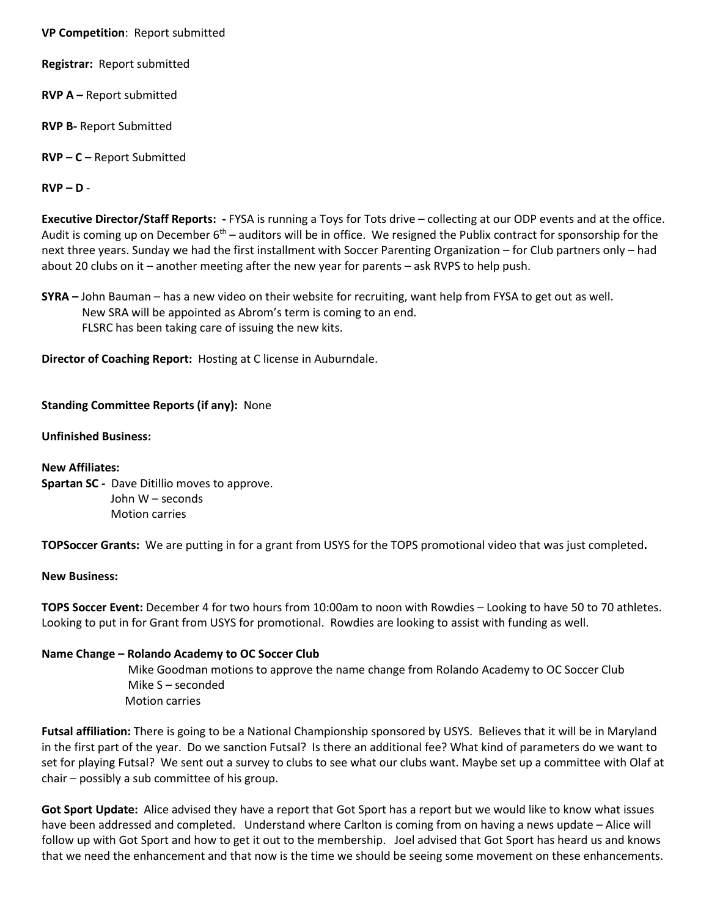**VP Competition**: Report submitted

**Registrar:** Report submitted

**RVP A –** Report submitted

**RVP B-** Report Submitted

**RVP – C –** Report Submitted

**RVP – D** -

**Executive Director/Staff Reports: -** FYSA is running a Toys for Tots drive – collecting at our ODP events and at the office. Audit is coming up on December 6th – auditors will be in office. We resigned the Publix contract for sponsorship for the next three years. Sunday we had the first installment with Soccer Parenting Organization – for Club partners only – had about 20 clubs on it – another meeting after the new year for parents – ask RVPS to help push.

**SYRA –** John Bauman – has a new video on their website for recruiting, want help from FYSA to get out as well.
New SRA will be appointed as Abrom's term is coming to an end.
FLSRC has been taking care of issuing the new kits.

**Director of Coaching Report:** Hosting at C license in Auburndale.

**Standing Committee Reports (if any):** None

**Unfinished Business:**

**New Affiliates:**
**Spartan SC -** Dave Ditillio moves to approve.
John W – seconds
Motion carries

**TOPSoccer Grants:** We are putting in for a grant from USYS for the TOPS promotional video that was just completed**.**

**New Business:**

**TOPS Soccer Event:** December 4 for two hours from 10:00am to noon with Rowdies – Looking to have 50 to 70 athletes. Looking to put in for Grant from USYS for promotional. Rowdies are looking to assist with funding as well.

**Name Change – Rolando Academy to OC Soccer Club**
Mike Goodman motions to approve the name change from Rolando Academy to OC Soccer Club
Mike S – seconded
Motion carries

**Futsal affiliation:** There is going to be a National Championship sponsored by USYS. Believes that it will be in Maryland in the first part of the year. Do we sanction Futsal? Is there an additional fee? What kind of parameters do we want to set for playing Futsal? We sent out a survey to clubs to see what our clubs want. Maybe set up a committee with Olaf at chair – possibly a sub committee of his group.

**Got Sport Update:** Alice advised they have a report that Got Sport has a report but we would like to know what issues have been addressed and completed. Understand where Carlton is coming from on having a news update – Alice will follow up with Got Sport and how to get it out to the membership. Joel advised that Got Sport has heard us and knows that we need the enhancement and that now is the time we should be seeing some movement on these enhancements.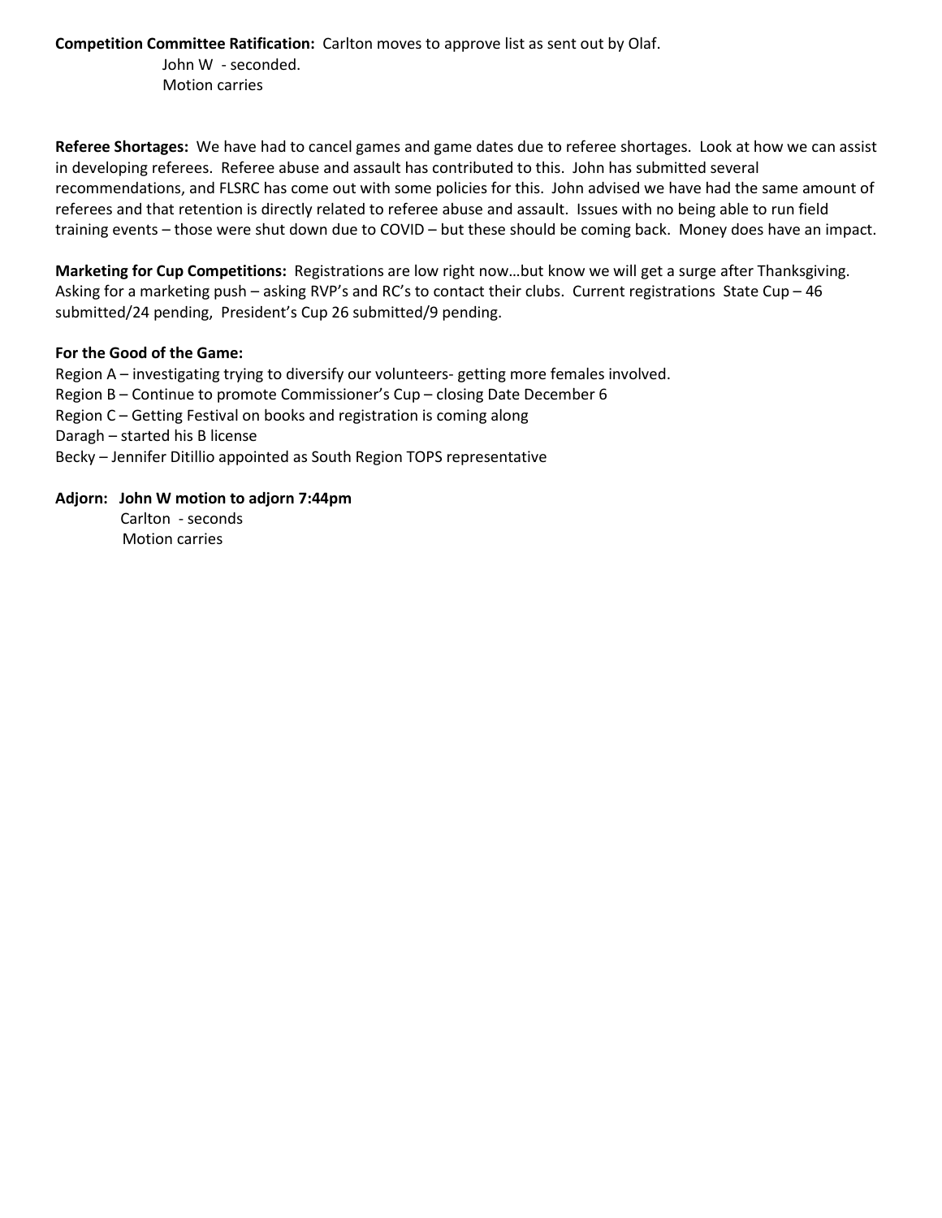**Competition Committee Ratification:** Carlton moves to approve list as sent out by Olaf.

John W - seconded.

Motion carries

**Referee Shortages:** We have had to cancel games and game dates due to referee shortages. Look at how we can assist in developing referees. Referee abuse and assault has contributed to this. John has submitted several recommendations, and FLSRC has come out with some policies for this. John advised we have had the same amount of referees and that retention is directly related to referee abuse and assault. Issues with no being able to run field training events – those were shut down due to COVID – but these should be coming back. Money does have an impact.

**Marketing for Cup Competitions:** Registrations are low right now…but know we will get a surge after Thanksgiving. Asking for a marketing push – asking RVP's and RC's to contact their clubs. Current registrations State Cup – 46 submitted/24 pending, President's Cup 26 submitted/9 pending.

**For the Good of the Game:**

Region A – investigating trying to diversify our volunteers- getting more females involved.
Region B – Continue to promote Commissioner's Cup – closing Date December 6
Region C – Getting Festival on books and registration is coming along
Daragh – started his B license
Becky – Jennifer Ditillio appointed as South Region TOPS representative

**Adjorn: John W motion to adjorn 7:44pm**

Carlton - seconds

Motion carries